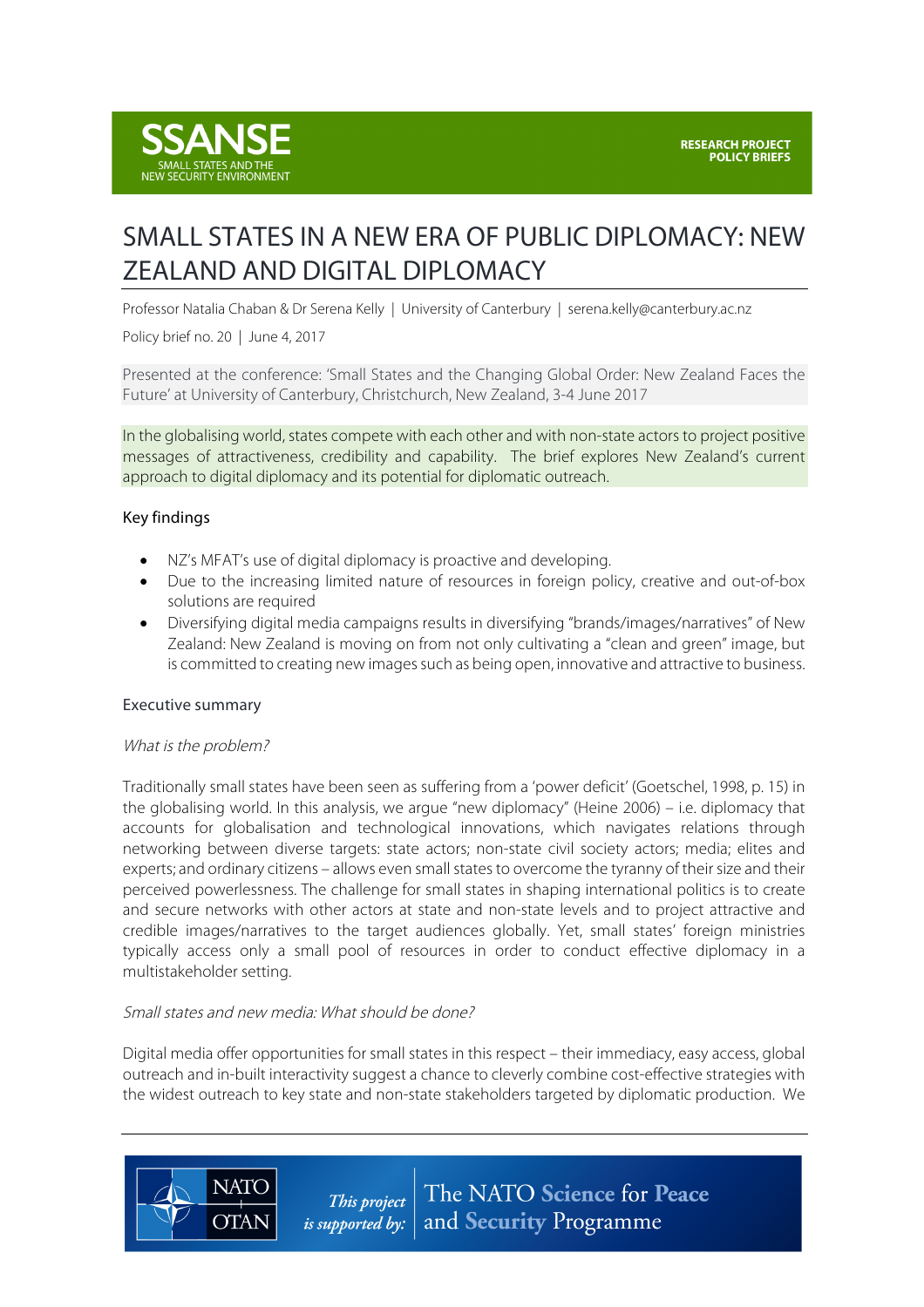SSANSE
SMALL STATES AND THE NEW SECURITY ENVIRONMENT

RESEARCH PROJECT POLICY BRIEFS

# SMALL STATES IN A NEW ERA OF PUBLIC DIPLOMACY: NEW ZEALAND AND DIGITAL DIPLOMACY

Professor Natalia Chaban & Dr Serena Kelly | University of Canterbury | serena.kelly@canterbury.ac.nz

Policy brief no. 20 | June 4, 2017

Presented at the conference: 'Small States and the Changing Global Order: New Zealand Faces the Future' at University of Canterbury, Christchurch, New Zealand, 3-4 June 2017

In the globalising world, states compete with each other and with non-state actors to project positive messages of attractiveness, credibility and capability. The brief explores New Zealand's current approach to digital diplomacy and its potential for diplomatic outreach.

## Key findings

- NZ's MFAT's use of digital diplomacy is proactive and developing.
- Due to the increasing limited nature of resources in foreign policy, creative and out-of-box solutions are required
- Diversifying digital media campaigns results in diversifying "brands/images/narratives" of New Zealand: New Zealand is moving on from not only cultivating a "clean and green" image, but is committed to creating new images such as being open, innovative and attractive to business.

## Executive summary

*What is the problem?*

Traditionally small states have been seen as suffering from a 'power deficit' (Goetschel, 1998, p. 15) in the globalising world. In this analysis, we argue "new diplomacy" (Heine 2006) – i.e. diplomacy that accounts for globalisation and technological innovations, which navigates relations through networking between diverse targets: state actors; non-state civil society actors; media; elites and experts; and ordinary citizens – allows even small states to overcome the tyranny of their size and their perceived powerlessness. The challenge for small states in shaping international politics is to create and secure networks with other actors at state and non-state levels and to project attractive and credible images/narratives to the target audiences globally. Yet, small states' foreign ministries typically access only a small pool of resources in order to conduct effective diplomacy in a multistakeholder setting.

*Small states and new media: What should be done?*

Digital media offer opportunities for small states in this respect – their immediacy, easy access, global outreach and in-built interactivity suggest a chance to cleverly combine cost-effective strategies with the widest outreach to key state and non-state stakeholders targeted by diplomatic production. We

NATO OTAN This project is supported by: The NATO Science for Peace and Security Programme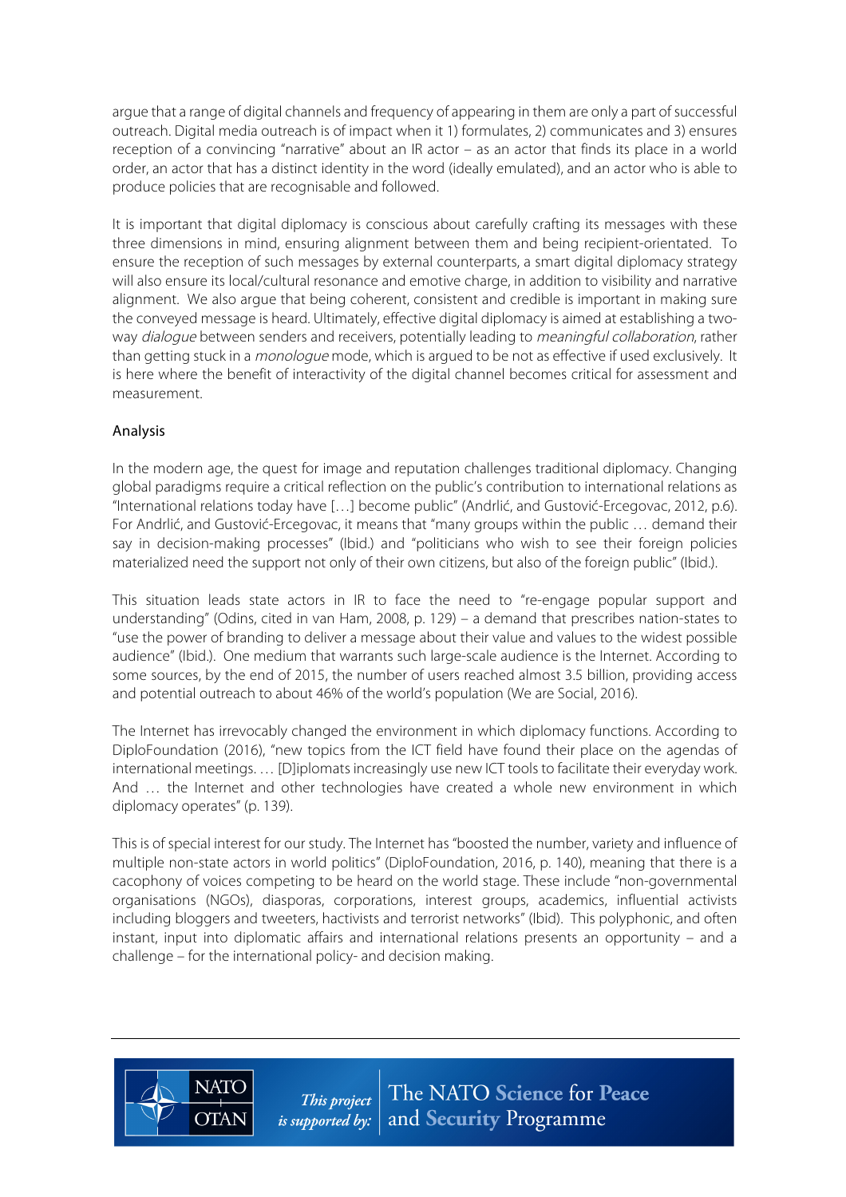argue that a range of digital channels and frequency of appearing in them are only a part of successful outreach. Digital media outreach is of impact when it 1) formulates, 2) communicates and 3) ensures reception of a convincing "narrative" about an IR actor – as an actor that finds its place in a world order, an actor that has a distinct identity in the word (ideally emulated), and an actor who is able to produce policies that are recognisable and followed.

It is important that digital diplomacy is conscious about carefully crafting its messages with these three dimensions in mind, ensuring alignment between them and being recipient-orientated. To ensure the reception of such messages by external counterparts, a smart digital diplomacy strategy will also ensure its local/cultural resonance and emotive charge, in addition to visibility and narrative alignment. We also argue that being coherent, consistent and credible is important in making sure the conveyed message is heard. Ultimately, effective digital diplomacy is aimed at establishing a two-way *dialogue* between senders and receivers, potentially leading to *meaningful collaboration*, rather than getting stuck in a *monologue* mode, which is argued to be not as effective if used exclusively. It is here where the benefit of interactivity of the digital channel becomes critical for assessment and measurement.

## Analysis

In the modern age, the quest for image and reputation challenges traditional diplomacy. Changing global paradigms require a critical reflection on the public's contribution to international relations as "International relations today have […] become public" (Andrlić, and Gustović-Ercegovac, 2012, p.6). For Andrlić, and Gustović-Ercegovac, it means that "many groups within the public … demand their say in decision-making processes" (Ibid.) and "politicians who wish to see their foreign policies materialized need the support not only of their own citizens, but also of the foreign public" (Ibid.).

This situation leads state actors in IR to face the need to "re-engage popular support and understanding" (Odins, cited in van Ham, 2008, p. 129) – a demand that prescribes nation-states to "use the power of branding to deliver a message about their value and values to the widest possible audience" (Ibid.). One medium that warrants such large-scale audience is the Internet. According to some sources, by the end of 2015, the number of users reached almost 3.5 billion, providing access and potential outreach to about 46% of the world's population (We are Social, 2016).

The Internet has irrevocably changed the environment in which diplomacy functions. According to DiploFoundation (2016), "new topics from the ICT field have found their place on the agendas of international meetings. … [D]iplomats increasingly use new ICT tools to facilitate their everyday work. And … the Internet and other technologies have created a whole new environment in which diplomacy operates" (p. 139).

This is of special interest for our study. The Internet has "boosted the number, variety and influence of multiple non-state actors in world politics" (DiploFoundation, 2016, p. 140), meaning that there is a cacophony of voices competing to be heard on the world stage. These include "non-governmental organisations (NGOs), diasporas, corporations, interest groups, academics, influential activists including bloggers and tweeters, hactivists and terrorist networks" (Ibid). This polyphonic, and often instant, input into diplomatic affairs and international relations presents an opportunity – and a challenge – for the international policy- and decision making.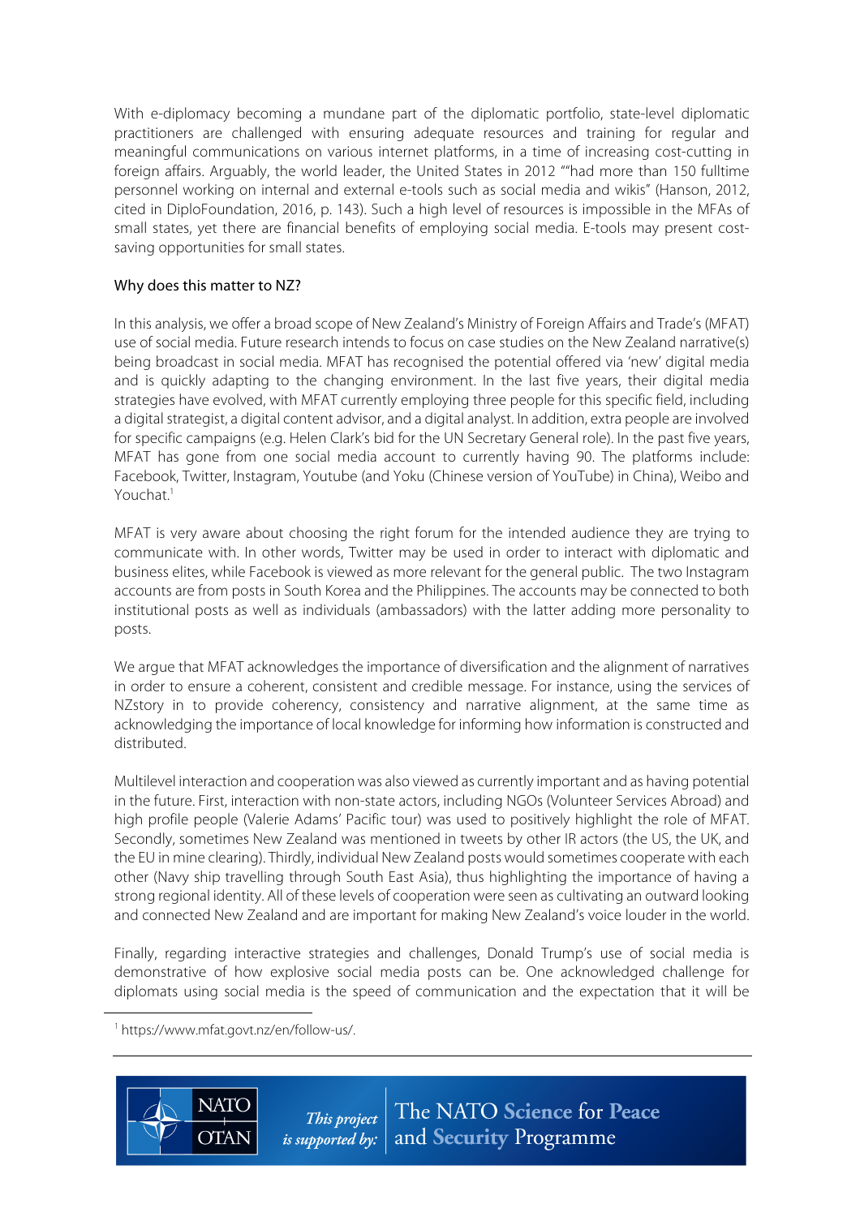With e-diplomacy becoming a mundane part of the diplomatic portfolio, state-level diplomatic practitioners are challenged with ensuring adequate resources and training for regular and meaningful communications on various internet platforms, in a time of increasing cost-cutting in foreign affairs. Arguably, the world leader, the United States in 2012 ""had more than 150 fulltime personnel working on internal and external e-tools such as social media and wikis" (Hanson, 2012, cited in DiploFoundation, 2016, p. 143). Such a high level of resources is impossible in the MFAs of small states, yet there are financial benefits of employing social media. E-tools may present cost-saving opportunities for small states.

### Why does this matter to NZ?

In this analysis, we offer a broad scope of New Zealand's Ministry of Foreign Affairs and Trade's (MFAT) use of social media. Future research intends to focus on case studies on the New Zealand narrative(s) being broadcast in social media. MFAT has recognised the potential offered via 'new' digital media and is quickly adapting to the changing environment. In the last five years, their digital media strategies have evolved, with MFAT currently employing three people for this specific field, including a digital strategist, a digital content advisor, and a digital analyst. In addition, extra people are involved for specific campaigns (e.g. Helen Clark's bid for the UN Secretary General role). In the past five years, MFAT has gone from one social media account to currently having 90. The platforms include: Facebook, Twitter, Instagram, Youtube (and Yoku (Chinese version of YouTube) in China), Weibo and Youchat.[1]

MFAT is very aware about choosing the right forum for the intended audience they are trying to communicate with. In other words, Twitter may be used in order to interact with diplomatic and business elites, while Facebook is viewed as more relevant for the general public. The two Instagram accounts are from posts in South Korea and the Philippines. The accounts may be connected to both institutional posts as well as individuals (ambassadors) with the latter adding more personality to posts.

We argue that MFAT acknowledges the importance of diversification and the alignment of narratives in order to ensure a coherent, consistent and credible message. For instance, using the services of NZstory in to provide coherency, consistency and narrative alignment, at the same time as acknowledging the importance of local knowledge for informing how information is constructed and distributed.

Multilevel interaction and cooperation was also viewed as currently important and as having potential in the future. First, interaction with non-state actors, including NGOs (Volunteer Services Abroad) and high profile people (Valerie Adams' Pacific tour) was used to positively highlight the role of MFAT. Secondly, sometimes New Zealand was mentioned in tweets by other IR actors (the US, the UK, and the EU in mine clearing). Thirdly, individual New Zealand posts would sometimes cooperate with each other (Navy ship travelling through South East Asia), thus highlighting the importance of having a strong regional identity. All of these levels of cooperation were seen as cultivating an outward looking and connected New Zealand and are important for making New Zealand's voice louder in the world.

Finally, regarding interactive strategies and challenges, Donald Trump's use of social media is demonstrative of how explosive social media posts can be. One acknowledged challenge for diplomats using social media is the speed of communication and the expectation that it will be

[1] https://www.mfat.govt.nz/en/follow-us/.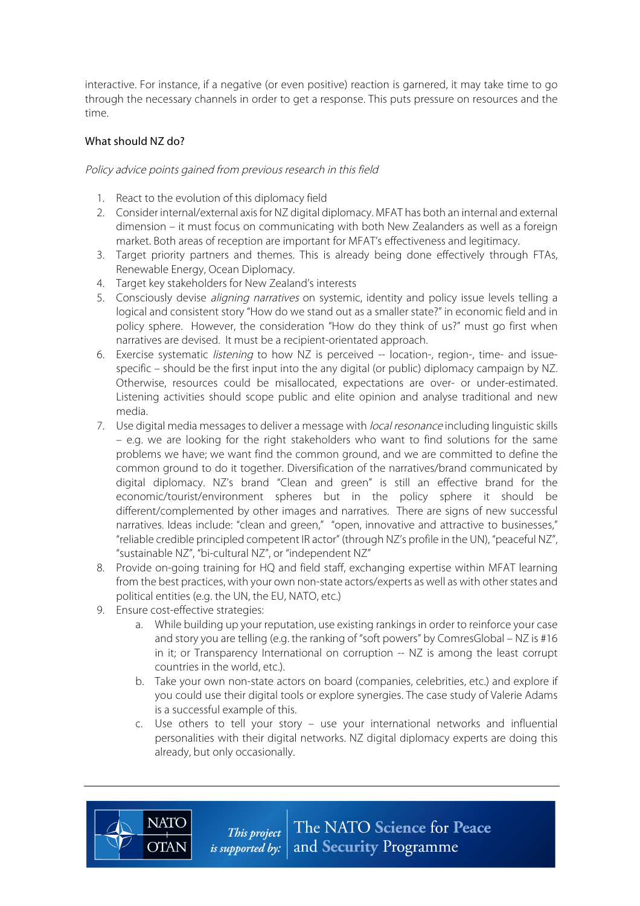interactive. For instance, if a negative (or even positive) reaction is garnered, it may take time to go through the necessary channels in order to get a response. This puts pressure on resources and the time.

### What should NZ do?

*Policy advice points gained from previous research in this field*

1. React to the evolution of this diplomacy field
2. Consider internal/external axis for NZ digital diplomacy. MFAT has both an internal and external dimension – it must focus on communicating with both New Zealanders as well as a foreign market. Both areas of reception are important for MFAT's effectiveness and legitimacy.
3. Target priority partners and themes. This is already being done effectively through FTAs, Renewable Energy, Ocean Diplomacy.
4. Target key stakeholders for New Zealand's interests
5. Consciously devise *aligning narratives* on systemic, identity and policy issue levels telling a logical and consistent story "How do we stand out as a smaller state?" in economic field and in policy sphere. However, the consideration "How do they think of us?" must go first when narratives are devised. It must be a recipient-orientated approach.
6. Exercise systematic *listening* to how NZ is perceived -- location-, region-, time- and issue-specific – should be the first input into the any digital (or public) diplomacy campaign by NZ. Otherwise, resources could be misallocated, expectations are over- or under-estimated. Listening activities should scope public and elite opinion and analyse traditional and new media.
7. Use digital media messages to deliver a message with *local resonance* including linguistic skills – e.g. we are looking for the right stakeholders who want to find solutions for the same problems we have; we want find the common ground, and we are committed to define the common ground to do it together. Diversification of the narratives/brand communicated by digital diplomacy. NZ's brand "Clean and green" is still an effective brand for the economic/tourist/environment spheres but in the policy sphere it should be different/complemented by other images and narratives. There are signs of new successful narratives. Ideas include: "clean and green," "open, innovative and attractive to businesses," "reliable credible principled competent IR actor" (through NZ's profile in the UN), "peaceful NZ", "sustainable NZ", "bi-cultural NZ", or "independent NZ"
8. Provide on-going training for HQ and field staff, exchanging expertise within MFAT learning from the best practices, with your own non-state actors/experts as well as with other states and political entities (e.g. the UN, the EU, NATO, etc.)
9. Ensure cost-effective strategies:
   a. While building up your reputation, use existing rankings in order to reinforce your case and story you are telling (e.g. the ranking of "soft powers" by ComresGlobal – NZ is #16 in it; or Transparency International on corruption -- NZ is among the least corrupt countries in the world, etc.).
   b. Take your own non-state actors on board (companies, celebrities, etc.) and explore if you could use their digital tools or explore synergies. The case study of Valerie Adams is a successful example of this.
   c. Use others to tell your story – use your international networks and influential personalities with their digital networks. NZ digital diplomacy experts are doing this already, but only occasionally.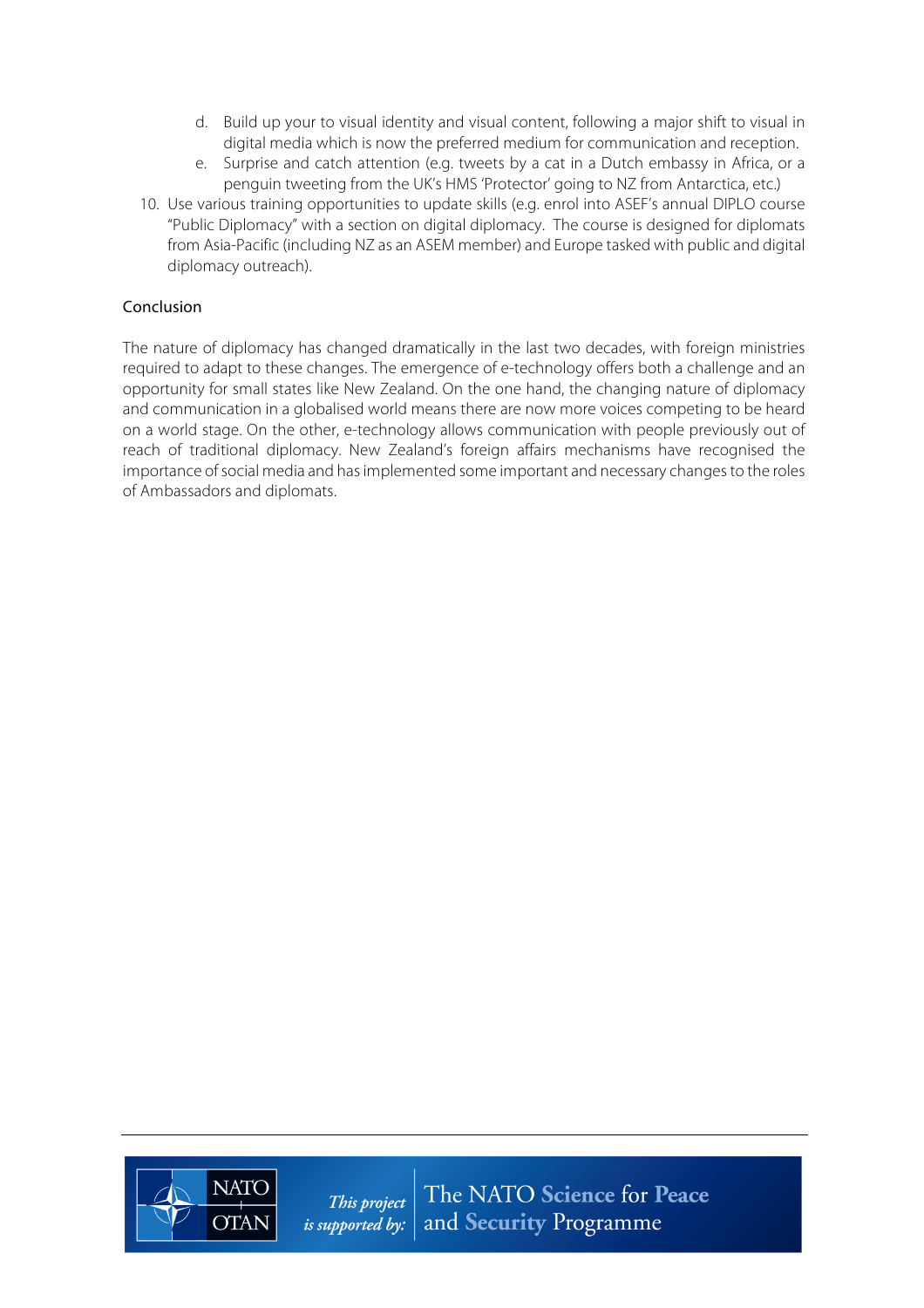d. Build up your to visual identity and visual content, following a major shift to visual in digital media which is now the preferred medium for communication and reception.
   e. Surprise and catch attention (e.g. tweets by a cat in a Dutch embassy in Africa, or a penguin tweeting from the UK's HMS 'Protector' going to NZ from Antarctica, etc.)

10. Use various training opportunities to update skills (e.g. enrol into ASEF's annual DIPLO course "Public Diplomacy" with a section on digital diplomacy. The course is designed for diplomats from Asia-Pacific (including NZ as an ASEM member) and Europe tasked with public and digital diplomacy outreach).

## Conclusion

The nature of diplomacy has changed dramatically in the last two decades, with foreign ministries required to adapt to these changes. The emergence of e-technology offers both a challenge and an opportunity for small states like New Zealand. On the one hand, the changing nature of diplomacy and communication in a globalised world means there are now more voices competing to be heard on a world stage. On the other, e-technology allows communication with people previously out of reach of traditional diplomacy. New Zealand's foreign affairs mechanisms have recognised the importance of social media and has implemented some important and necessary changes to the roles of Ambassadors and diplomats.

NATO OTAN

*This project is supported by:* The NATO Science for Peace and Security Programme